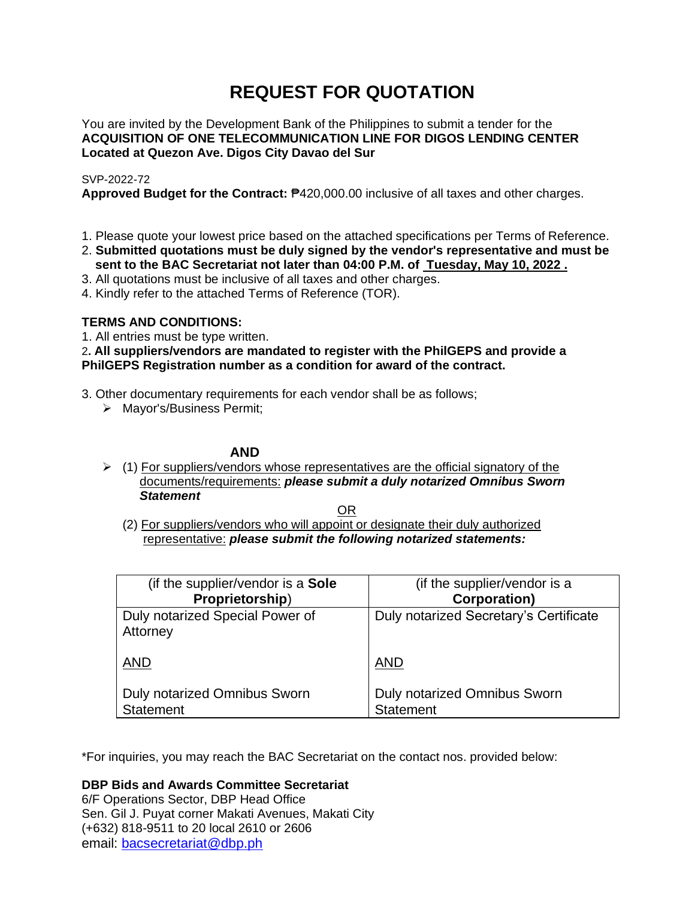# REQUEST FOR QUOTATION

You are invited by the Development Bank of the Philippines to submit a tender for the **ACQUISITION OF ONE TELECOMMUNICATION LINE FOR DIGOS LENDING CENTER Located at Quezon Ave. Digos City Davao del Sur**

SVP-2022-72

**Approved Budget for the Contract:** ₱420,000.00 inclusive of all taxes and other charges.

1. Please quote your lowest price based on the attached specifications per Terms of Reference.
2. **Submitted quotations must be duly signed by the vendor's representative and must be sent to the BAC Secretariat not later than 04:00 P.M. of Tuesday, May 10, 2022 .**
3. All quotations must be inclusive of all taxes and other charges.
4. Kindly refer to the attached Terms of Reference (TOR).

**TERMS AND CONDITIONS:**

1. All entries must be type written.
2. **All suppliers/vendors are mandated to register with the PhilGEPS and provide a PhilGEPS Registration number as a condition for award of the contract.**
3. Other documentary requirements for each vendor shall be as follows;
   - Mayor's/Business Permit;

**AND**

- (1) For suppliers/vendors whose representatives are the official signatory of the documents/requirements: ***please submit a duly notarized Omnibus Sworn Statement***

  OR

  (2) For suppliers/vendors who will appoint or designate their duly authorized representative: ***please submit the following notarized statements:***

| (if the supplier/vendor is a **Sole Proprietorship**) | (if the supplier/vendor is a **Corporation)** |
|---|---|
| Duly notarized Special Power of Attorney<br><br>AND<br><br>Duly notarized Omnibus Sworn Statement | Duly notarized Secretary's Certificate<br><br>AND<br><br>Duly notarized Omnibus Sworn Statement |

*For inquiries, you may reach the BAC Secretariat on the contact nos. provided below:

**DBP Bids and Awards Committee Secretariat**
6/F Operations Sector, DBP Head Office
Sen. Gil J. Puyat corner Makati Avenues, Makati City
(+632) 818-9511 to 20 local 2610 or 2606
email: bacsecretariat@dbp.ph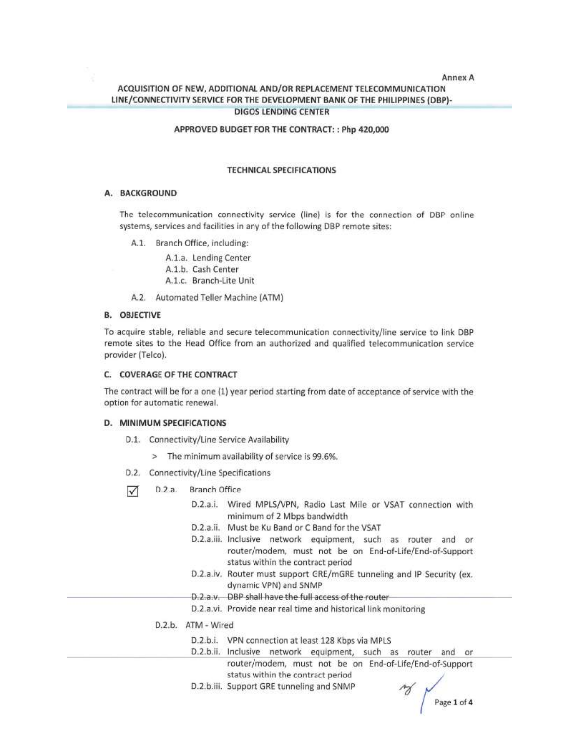Annex A

**ACQUISITION OF NEW, ADDITIONAL AND/OR REPLACEMENT TELECOMMUNICATION LINE/CONNECTIVITY SERVICE FOR THE DEVELOPMENT BANK OF THE PHILIPPINES (DBP)-DIGOS LENDING CENTER**

**APPROVED BUDGET FOR THE CONTRACT: : Php 420,000**

**TECHNICAL SPECIFICATIONS**

## A. BACKGROUND

The telecommunication connectivity service (line) is for the connection of DBP online systems, services and facilities in any of the following DBP remote sites:

- A.1. Branch Office, including:
  - A.1.a. Lending Center
  - A.1.b. Cash Center
  - A.1.c. Branch-Lite Unit
- A.2. Automated Teller Machine (ATM)

## B. OBJECTIVE

To acquire stable, reliable and secure telecommunication connectivity/line service to link DBP remote sites to the Head Office from an authorized and qualified telecommunication service provider (Telco).

## C. COVERAGE OF THE CONTRACT

The contract will be for a one (1) year period starting from date of acceptance of service with the option for automatic renewal.

## D. MINIMUM SPECIFICATIONS

- D.1. Connectivity/Line Service Availability
  - > The minimum availability of service is 99.6%.
- D.2. Connectivity/Line Specifications
  - ☑ D.2.a. Branch Office
    - D.2.a.i. Wired MPLS/VPN, Radio Last Mile or VSAT connection with minimum of 2 Mbps bandwidth
    - D.2.a.ii. Must be Ku Band or C Band for the VSAT
    - D.2.a.iii. Inclusive network equipment, such as router and or router/modem, must not be on End-of-Life/End-of-Support status within the contract period
    - D.2.a.iv. Router must support GRE/mGRE tunneling and IP Security (ex. dynamic VPN) and SNMP
    - ~~D.2.a.v. DBP shall have the full access of the router~~
    - D.2.a.vi. Provide near real time and historical link monitoring
  - D.2.b. ATM - Wired
    - D.2.b.i. VPN connection at least 128 Kbps via MPLS
    - D.2.b.ii. Inclusive network equipment, such as router and or router/modem, must not be on End-of-Life/End-of-Support status within the contract period
    - D.2.b.iii. Support GRE tunneling and SNMP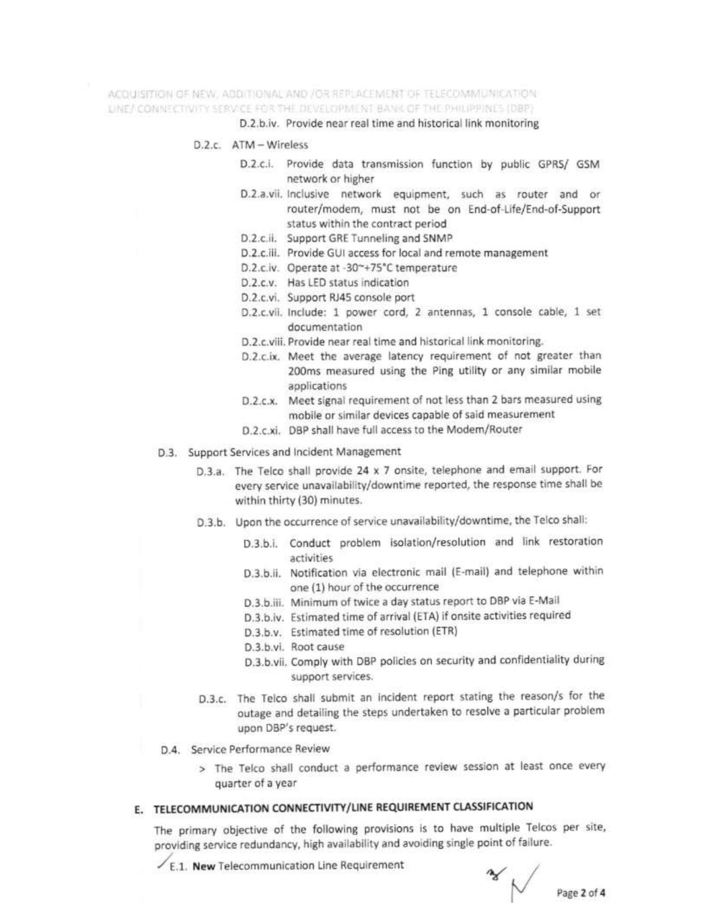D.2.b.iv. Provide near real time and historical link monitoring

D.2.c. ATM – Wireless

- D.2.c.i. Provide data transmission function by public GPRS/ GSM network or higher
- D.2.a.vii. Inclusive network equipment, such as router and or router/modem, must not be on End-of-Life/End-of-Support status within the contract period
- D.2.c.ii. Support GRE Tunneling and SNMP
- D.2.c.iii. Provide GUI access for local and remote management
- D.2.c.iv. Operate at -30~+75°C temperature
- D.2.c.v. Has LED status indication
- D.2.c.vi. Support RJ45 console port
- D.2.c.vii. Include: 1 power cord, 2 antennas, 1 console cable, 1 set documentation
- D.2.c.viii. Provide near real time and historical link monitoring.
- D.2.c.ix. Meet the average latency requirement of not greater than 200ms measured using the Ping utility or any similar mobile applications
- D.2.c.x. Meet signal requirement of not less than 2 bars measured using mobile or similar devices capable of said measurement
- D.2.c.xi. DBP shall have full access to the Modem/Router

D.3. Support Services and Incident Management

D.3.a. The Telco shall provide 24 x 7 onsite, telephone and email support. For every service unavailability/downtime reported, the response time shall be within thirty (30) minutes.

D.3.b. Upon the occurrence of service unavailability/downtime, the Telco shall:

- D.3.b.i. Conduct problem isolation/resolution and link restoration activities
- D.3.b.ii. Notification via electronic mail (E-mail) and telephone within one (1) hour of the occurrence
- D.3.b.iii. Minimum of twice a day status report to DBP via E-Mail
- D.3.b.iv. Estimated time of arrival (ETA) if onsite activities required
- D.3.b.v. Estimated time of resolution (ETR)
- D.3.b.vi. Root cause
- D.3.b.vii. Comply with DBP policies on security and confidentiality during support services.

D.3.c. The Telco shall submit an incident report stating the reason/s for the outage and detailing the steps undertaken to resolve a particular problem upon DBP's request.

D.4. Service Performance Review

> The Telco shall conduct a performance review session at least once every quarter of a year

## E. TELECOMMUNICATION CONNECTIVITY/LINE REQUIREMENT CLASSIFICATION

The primary objective of the following provisions is to have multiple Telcos per site, providing service redundancy, high availability and avoiding single point of failure.

E.1. **New** Telecommunication Line Requirement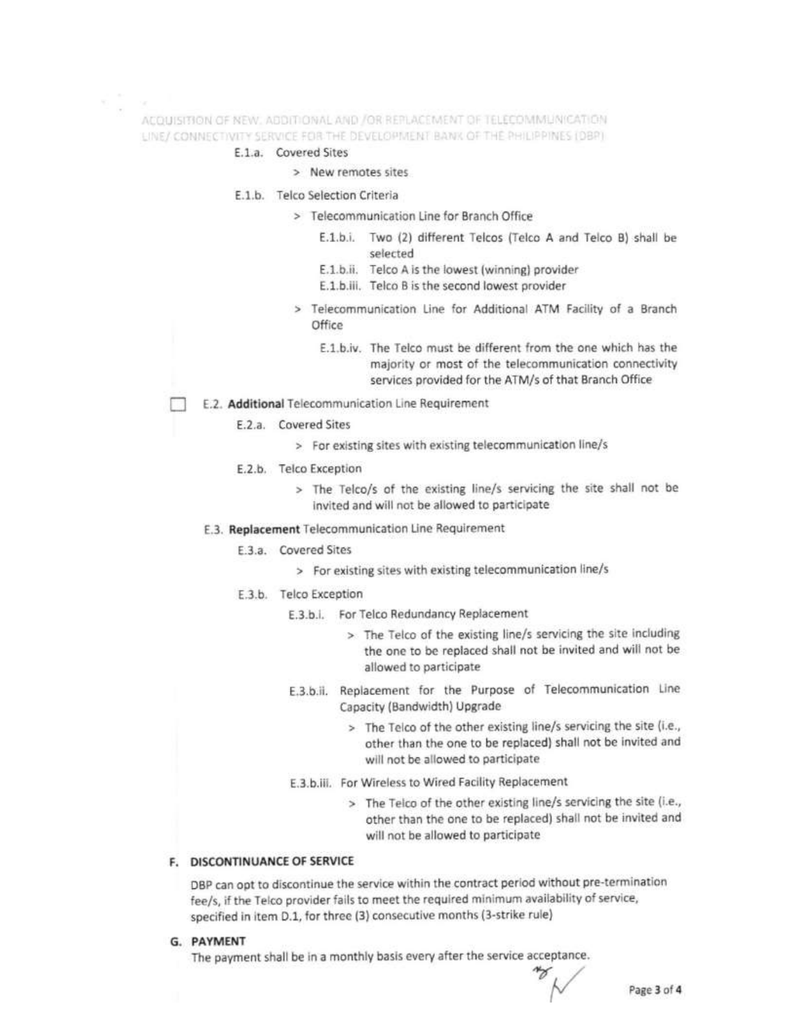E.1.a. Covered Sites

> New remotes sites

E.1.b. Telco Selection Criteria

> Telecommunication Line for Branch Office

E.1.b.i. Two (2) different Telcos (Telco A and Telco B) shall be selected

E.1.b.ii. Telco A is the lowest (winning) provider

E.1.b.iii. Telco B is the second lowest provider

> Telecommunication Line for Additional ATM Facility of a Branch Office

E.1.b.iv. The Telco must be different from the one which has the majority or most of the telecommunication connectivity services provided for the ATM/s of that Branch Office

☐ E.2. **Additional** Telecommunication Line Requirement

E.2.a. Covered Sites

> For existing sites with existing telecommunication line/s

E.2.b. Telco Exception

> The Telco/s of the existing line/s servicing the site shall not be invited and will not be allowed to participate

E.3. **Replacement** Telecommunication Line Requirement

E.3.a. Covered Sites

> For existing sites with existing telecommunication line/s

E.3.b. Telco Exception

E.3.b.i. For Telco Redundancy Replacement

> The Telco of the existing line/s servicing the site including the one to be replaced shall not be invited and will not be allowed to participate

E.3.b.ii. Replacement for the Purpose of Telecommunication Line Capacity (Bandwidth) Upgrade

> The Telco of the other existing line/s servicing the site (i.e., other than the one to be replaced) shall not be invited and will not be allowed to participate

E.3.b.iii. For Wireless to Wired Facility Replacement

> The Telco of the other existing line/s servicing the site (i.e., other than the one to be replaced) shall not be invited and will not be allowed to participate

## F. DISCONTINUANCE OF SERVICE

DBP can opt to discontinue the service within the contract period without pre-termination fee/s, if the Telco provider fails to meet the required minimum availability of service, specified in item D.1, for three (3) consecutive months (3-strike rule)

## G. PAYMENT

The payment shall be in a monthly basis every after the service acceptance.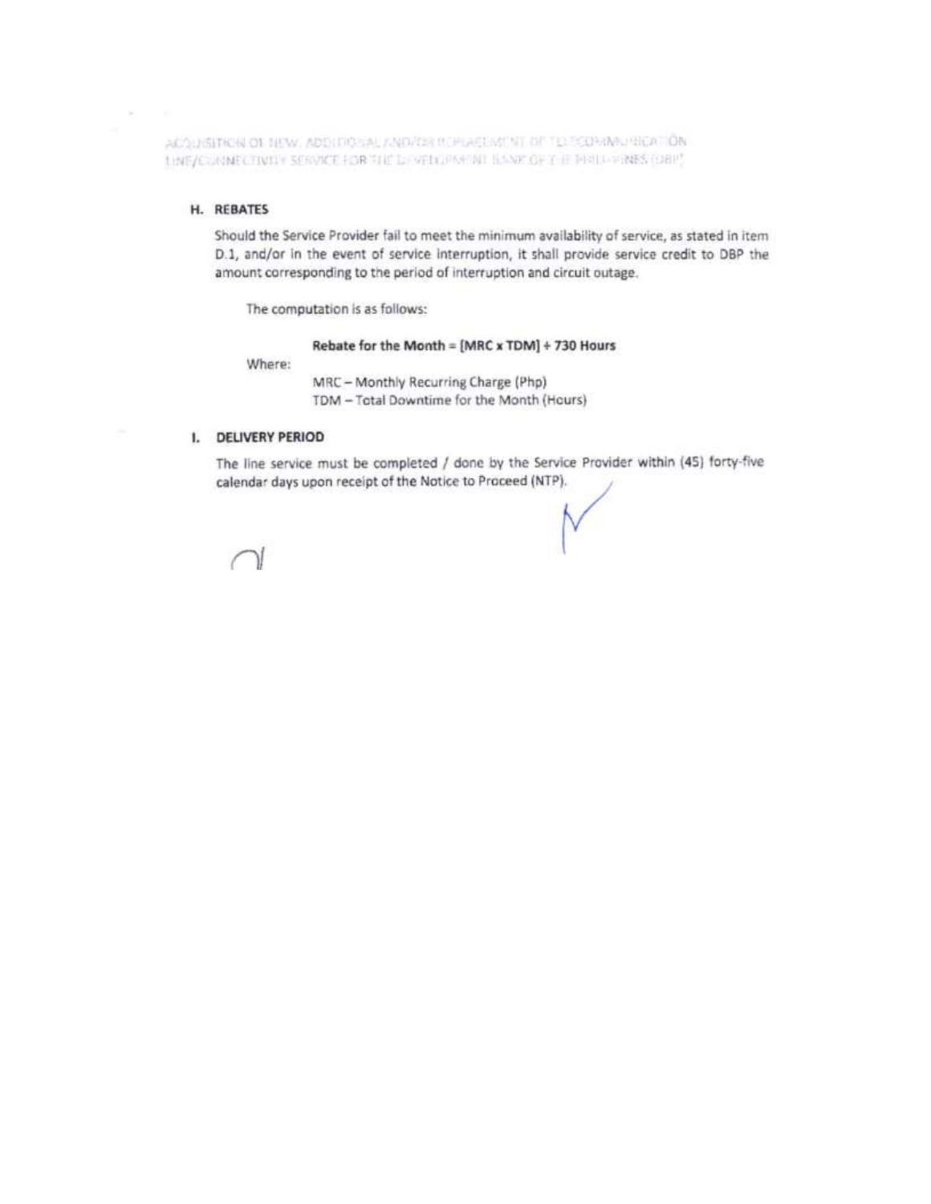## H. REBATES

Should the Service Provider fail to meet the minimum availability of service, as stated in item D.1, and/or in the event of service interruption, it shall provide service credit to DBP the amount corresponding to the period of interruption and circuit outage.

The computation is as follows:

**Rebate for the Month = [MRC x TDM] ÷ 730 Hours**

Where:

MRC – Monthly Recurring Charge (Php)
TDM – Total Downtime for the Month (Hours)

## I. DELIVERY PERIOD

The line service must be completed / done by the Service Provider within (45) forty-five calendar days upon receipt of the Notice to Proceed (NTP).